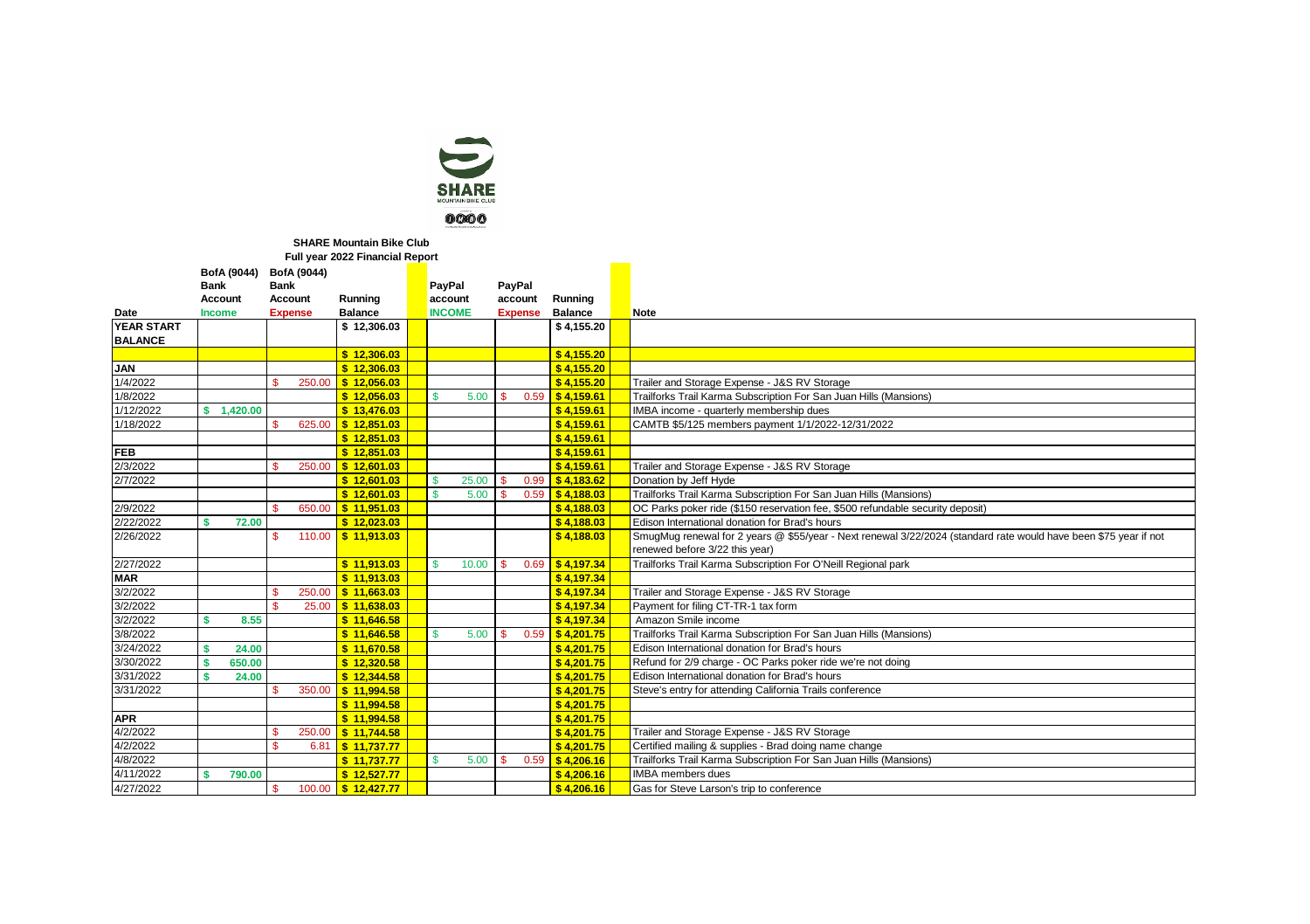**SHARE Mountain Bike Club**
**Full year 2022 Financial Report**

| Date | BofA (9044) Bank Account Income | BofA (9044) Bank Account Expense | Running Balance | PayPal account INCOME | PayPal account Expense | Running Balance | Note |
|---|---|---|---|---|---|---|---|
| YEAR START BALANCE | | | $ 12,306.03 | | | $ 4,155.20 | |
| | | | $ 12,306.03 | | | $ 4,155.20 | |
| JAN | | | $ 12,306.03 | | | $ 4,155.20 | |
| 1/4/2022 | | $ 250.00 | $ 12,056.03 | | | $ 4,155.20 | Trailer and Storage Expense - J&S RV Storage |
| 1/8/2022 | | | $ 12,056.03 | $ 5.00 | $ 0.59 | $ 4,159.61 | Trailforks Trail Karma Subscription For San Juan Hills (Mansions) |
| 1/12/2022 | $ 1,420.00 | | $ 13,476.03 | | | $ 4,159.61 | IMBA income - quarterly membership dues |
| 1/18/2022 | | $ 625.00 | $ 12,851.03 | | | $ 4,159.61 | CAMTB $5/125 members payment 1/1/2022-12/31/2022 |
| | | | $ 12,851.03 | | | $ 4,159.61 | |
| FEB | | | $ 12,851.03 | | | $ 4,159.61 | |
| 2/3/2022 | | $ 250.00 | $ 12,601.03 | | | $ 4,159.61 | Trailer and Storage Expense - J&S RV Storage |
| 2/7/2022 | | | $ 12,601.03 | $ 25.00 | $ 0.99 | $ 4,183.62 | Donation by Jeff Hyde |
| | | | $ 12,601.03 | $ 5.00 | $ 0.59 | $ 4,188.03 | Trailforks Trail Karma Subscription For San Juan Hills (Mansions) |
| 2/9/2022 | | $ 650.00 | $ 11,951.03 | | | $ 4,188.03 | OC Parks poker ride ($150 reservation fee, $500 refundable security deposit) |
| 2/22/2022 | $ 72.00 | | $ 12,023.03 | | | $ 4,188.03 | Edison International donation for Brad's hours |
| 2/26/2022 | | $ 110.00 | $ 11,913.03 | | | $ 4,188.03 | SmugMug renewal for 2 years @ $55/year - Next renewal 3/22/2024 (standard rate would have been $75 year if not renewed before 3/22 this year) |
| 2/27/2022 | | | $ 11,913.03 | $ 10.00 | $ 0.69 | $ 4,197.34 | Trailforks Trail Karma Subscription For O'Neill Regional park |
| MAR | | | $ 11,913.03 | | | $ 4,197.34 | |
| 3/2/2022 | | $ 250.00 | $ 11,663.03 | | | $ 4,197.34 | Trailer and Storage Expense - J&S RV Storage |
| 3/2/2022 | | $ 25.00 | $ 11,638.03 | | | $ 4,197.34 | Payment for filing CT-TR-1 tax form |
| 3/2/2022 | $ 8.55 | | $ 11,646.58 | | | $ 4,197.34 | Amazon Smile income |
| 3/8/2022 | | | $ 11,646.58 | $ 5.00 | $ 0.59 | $ 4,201.75 | Trailforks Trail Karma Subscription For San Juan Hills (Mansions) |
| 3/24/2022 | $ 24.00 | | $ 11,670.58 | | | $ 4,201.75 | Edison International donation for Brad's hours |
| 3/30/2022 | $ 650.00 | | $ 12,320.58 | | | $ 4,201.75 | Refund for 2/9 charge - OC Parks poker ride we're not doing |
| 3/31/2022 | $ 24.00 | | $ 12,344.58 | | | $ 4,201.75 | Edison International donation for Brad's hours |
| 3/31/2022 | | $ 350.00 | $ 11,994.58 | | | $ 4,201.75 | Steve's entry for attending California Trails conference |
| | | | $ 11,994.58 | | | $ 4,201.75 | |
| APR | | | $ 11,994.58 | | | $ 4,201.75 | |
| 4/2/2022 | | $ 250.00 | $ 11,744.58 | | | $ 4,201.75 | Trailer and Storage Expense - J&S RV Storage |
| 4/2/2022 | | $ 6.81 | $ 11,737.77 | | | $ 4,201.75 | Certified mailing & supplies - Brad doing name change |
| 4/8/2022 | | | $ 11,737.77 | $ 5.00 | $ 0.59 | $ 4,206.16 | Trailforks Trail Karma Subscription For San Juan Hills (Mansions) |
| 4/11/2022 | $ 790.00 | | $ 12,527.77 | | | $ 4,206.16 | IMBA members dues |
| 4/27/2022 | | $ 100.00 | $ 12,427.77 | | | $ 4,206.16 | Gas for Steve Larson's trip to conference |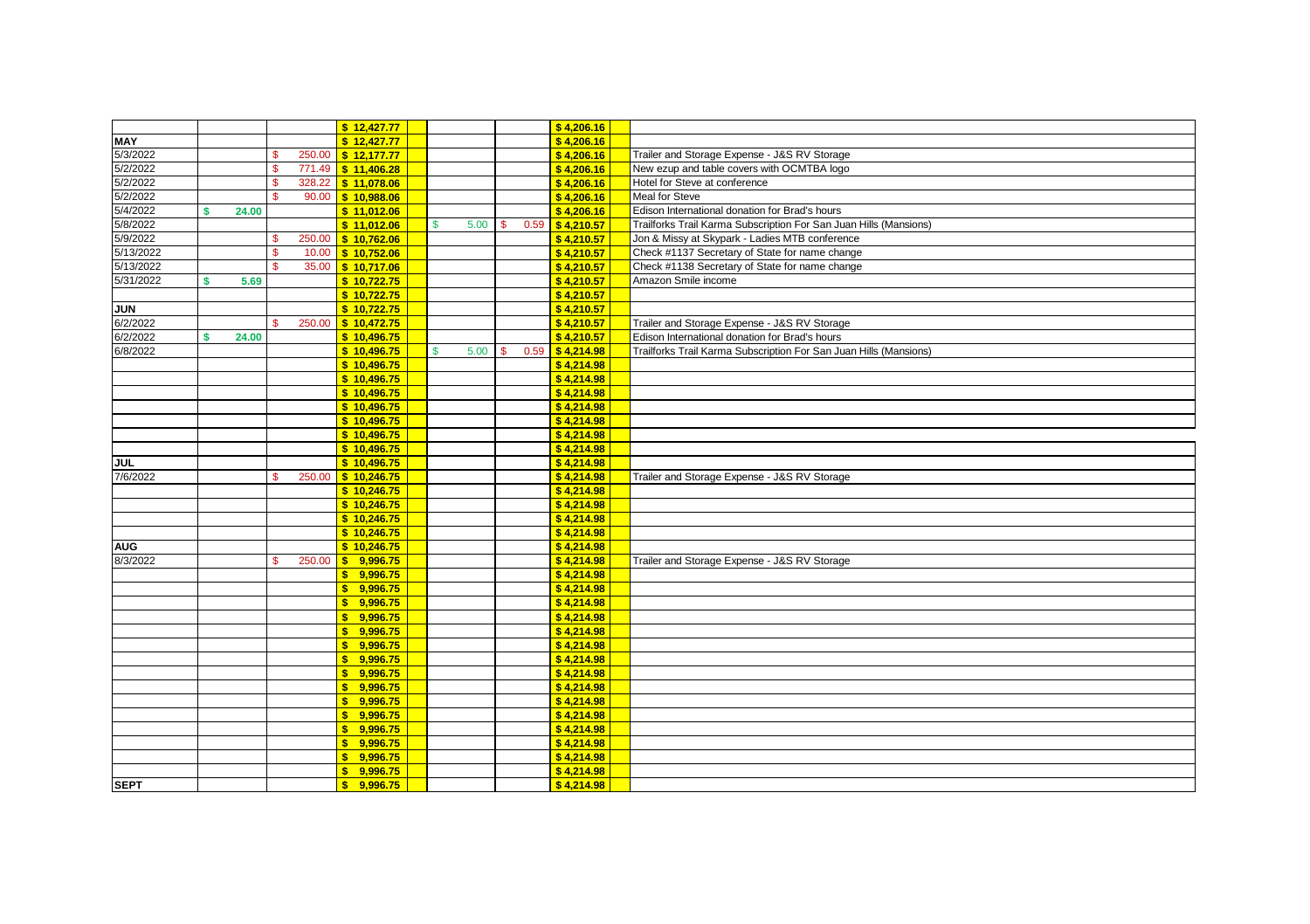| | | | | | | | | | |
|---|---|---|---|---|---|---|---|---|---|
| | | | $ 12,427.77 | | | | $ 4,206.16 | | |
| **MAY** | | | $ 12,427.77 | | | | $ 4,206.16 | | |
| 5/3/2022 | | $ 250.00 | $ 12,177.77 | | | | $ 4,206.16 | | Trailer and Storage Expense - J&S RV Storage |
| 5/2/2022 | | $ 771.49 | $ 11,406.28 | | | | $ 4,206.16 | | New ezup and table covers with OCMTBA logo |
| 5/2/2022 | | $ 328.22 | $ 11,078.06 | | | | $ 4,206.16 | | Hotel for Steve at conference |
| 5/2/2022 | | $ 90.00 | $ 10,988.06 | | | | $ 4,206.16 | | Meal for Steve |
| 5/4/2022 | $ 24.00 | | $ 11,012.06 | | | | $ 4,206.16 | | Edison International donation for Brad's hours |
| 5/8/2022 | | | $ 11,012.06 | | $ 5.00 | $ 0.59 | $ 4,210.57 | | Trailforks Trail Karma Subscription For San Juan Hills (Mansions) |
| 5/9/2022 | | $ 250.00 | $ 10,762.06 | | | | $ 4,210.57 | | Jon & Missy at Skypark - Ladies MTB conference |
| 5/13/2022 | | $ 10.00 | $ 10,752.06 | | | | $ 4,210.57 | | Check #1137 Secretary of State for name change |
| 5/13/2022 | | $ 35.00 | $ 10,717.06 | | | | $ 4,210.57 | | Check #1138 Secretary of State for name change |
| 5/31/2022 | $ 5.69 | | $ 10,722.75 | | | | $ 4,210.57 | | Amazon Smile income |
| | | | $ 10,722.75 | | | | $ 4,210.57 | | |
| **JUN** | | | $ 10,722.75 | | | | $ 4,210.57 | | |
| 6/2/2022 | | $ 250.00 | $ 10,472.75 | | | | $ 4,210.57 | | Trailer and Storage Expense - J&S RV Storage |
| 6/2/2022 | $ 24.00 | | $ 10,496.75 | | | | $ 4,210.57 | | Edison International donation for Brad's hours |
| 6/8/2022 | | | $ 10,496.75 | | $ 5.00 | $ 0.59 | $ 4,214.98 | | Trailforks Trail Karma Subscription For San Juan Hills (Mansions) |
| | | | $ 10,496.75 | | | | $ 4,214.98 | | |
| | | | $ 10,496.75 | | | | $ 4,214.98 | | |
| | | | $ 10,496.75 | | | | $ 4,214.98 | | |
| | | | $ 10,496.75 | | | | $ 4,214.98 | | |
| | | | $ 10,496.75 | | | | $ 4,214.98 | | |
| | | | $ 10,496.75 | | | | $ 4,214.98 | | |
| | | | $ 10,496.75 | | | | $ 4,214.98 | | |
| **JUL** | | | $ 10,496.75 | | | | $ 4,214.98 | | |
| 7/6/2022 | | $ 250.00 | $ 10,246.75 | | | | $ 4,214.98 | | Trailer and Storage Expense - J&S RV Storage |
| | | | $ 10,246.75 | | | | $ 4,214.98 | | |
| | | | $ 10,246.75 | | | | $ 4,214.98 | | |
| | | | $ 10,246.75 | | | | $ 4,214.98 | | |
| | | | $ 10,246.75 | | | | $ 4,214.98 | | |
| **AUG** | | | $ 10,246.75 | | | | $ 4,214.98 | | |
| 8/3/2022 | | $ 250.00 | $ 9,996.75 | | | | $ 4,214.98 | | Trailer and Storage Expense - J&S RV Storage |
| | | | $ 9,996.75 | | | | $ 4,214.98 | | |
| | | | $ 9,996.75 | | | | $ 4,214.98 | | |
| | | | $ 9,996.75 | | | | $ 4,214.98 | | |
| | | | $ 9,996.75 | | | | $ 4,214.98 | | |
| | | | $ 9,996.75 | | | | $ 4,214.98 | | |
| | | | $ 9,996.75 | | | | $ 4,214.98 | | |
| | | | $ 9,996.75 | | | | $ 4,214.98 | | |
| | | | $ 9,996.75 | | | | $ 4,214.98 | | |
| | | | $ 9,996.75 | | | | $ 4,214.98 | | |
| | | | $ 9,996.75 | | | | $ 4,214.98 | | |
| | | | $ 9,996.75 | | | | $ 4,214.98 | | |
| | | | $ 9,996.75 | | | | $ 4,214.98 | | |
| | | | $ 9,996.75 | | | | $ 4,214.98 | | |
| | | | $ 9,996.75 | | | | $ 4,214.98 | | |
| | | | $ 9,996.75 | | | | $ 4,214.98 | | |
| **SEPT** | | | $ 9,996.75 | | | | $ 4,214.98 | | |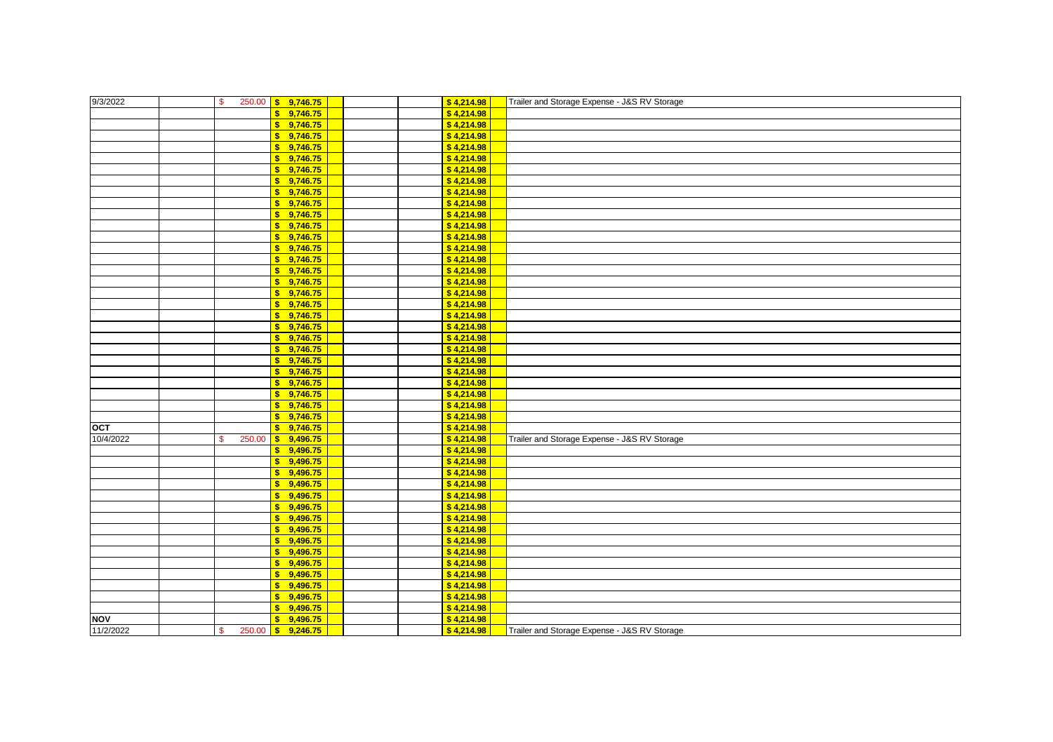| | | | | |
|---|---|---|---|---|
| 9/3/2022 | $ 250.00 | $ 9,746.75 | $ 4,214.98 | Trailer and Storage Expense - J&S RV Storage |
| | | $ 9,746.75 | $ 4,214.98 | |
| | | $ 9,746.75 | $ 4,214.98 | |
| | | $ 9,746.75 | $ 4,214.98 | |
| | | $ 9,746.75 | $ 4,214.98 | |
| | | $ 9,746.75 | $ 4,214.98 | |
| | | $ 9,746.75 | $ 4,214.98 | |
| | | $ 9,746.75 | $ 4,214.98 | |
| | | $ 9,746.75 | $ 4,214.98 | |
| | | $ 9,746.75 | $ 4,214.98 | |
| | | $ 9,746.75 | $ 4,214.98 | |
| | | $ 9,746.75 | $ 4,214.98 | |
| | | $ 9,746.75 | $ 4,214.98 | |
| | | $ 9,746.75 | $ 4,214.98 | |
| | | $ 9,746.75 | $ 4,214.98 | |
| | | $ 9,746.75 | $ 4,214.98 | |
| | | $ 9,746.75 | $ 4,214.98 | |
| | | $ 9,746.75 | $ 4,214.98 | |
| | | $ 9,746.75 | $ 4,214.98 | |
| | | $ 9,746.75 | $ 4,214.98 | |
| | | $ 9,746.75 | $ 4,214.98 | |
| | | $ 9,746.75 | $ 4,214.98 | |
| | | $ 9,746.75 | $ 4,214.98 | |
| | | $ 9,746.75 | $ 4,214.98 | |
| | | $ 9,746.75 | $ 4,214.98 | |
| | | $ 9,746.75 | $ 4,214.98 | |
| | | $ 9,746.75 | $ 4,214.98 | |
| | | $ 9,746.75 | $ 4,214.98 | |
| | | $ 9,746.75 | $ 4,214.98 | |
| **OCT** | | $ 9,746.75 | $ 4,214.98 | |
| 10/4/2022 | $ 250.00 | $ 9,496.75 | $ 4,214.98 | Trailer and Storage Expense - J&S RV Storage |
| | | $ 9,496.75 | $ 4,214.98 | |
| | | $ 9,496.75 | $ 4,214.98 | |
| | | $ 9,496.75 | $ 4,214.98 | |
| | | $ 9,496.75 | $ 4,214.98 | |
| | | $ 9,496.75 | $ 4,214.98 | |
| | | $ 9,496.75 | $ 4,214.98 | |
| | | $ 9,496.75 | $ 4,214.98 | |
| | | $ 9,496.75 | $ 4,214.98 | |
| | | $ 9,496.75 | $ 4,214.98 | |
| | | $ 9,496.75 | $ 4,214.98 | |
| | | $ 9,496.75 | $ 4,214.98 | |
| | | $ 9,496.75 | $ 4,214.98 | |
| | | $ 9,496.75 | $ 4,214.98 | |
| | | $ 9,496.75 | $ 4,214.98 | |
| | | $ 9,496.75 | $ 4,214.98 | |
| **NOV** | | $ 9,496.75 | $ 4,214.98 | |
| 11/2/2022 | $ 250.00 | $ 9,246.75 | $ 4,214.98 | Trailer and Storage Expense - J&S RV Storage |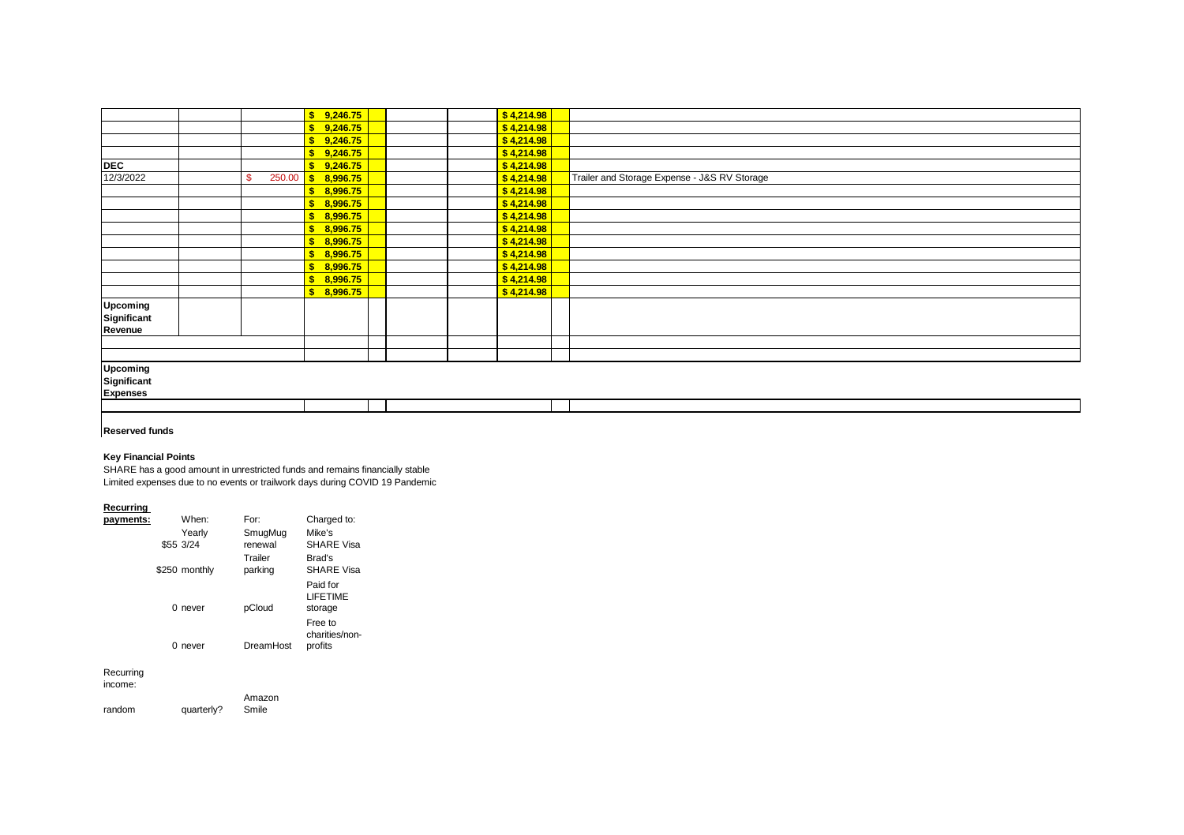| | | | | | | | | | |
|---|---|---|---|---|---|---|---|---|---|
| | | | $ 9,246.75 | | | | $ 4,214.98 | | |
| | | | $ 9,246.75 | | | | $ 4,214.98 | | |
| | | | $ 9,246.75 | | | | $ 4,214.98 | | |
| | | | $ 9,246.75 | | | | $ 4,214.98 | | |
| **DEC** | | | $ 9,246.75 | | | | $ 4,214.98 | | |
| 12/3/2022 | | $ 250.00 | $ 8,996.75 | | | | $ 4,214.98 | | Trailer and Storage Expense - J&S RV Storage |
| | | | $ 8,996.75 | | | | $ 4,214.98 | | |
| | | | $ 8,996.75 | | | | $ 4,214.98 | | |
| | | | $ 8,996.75 | | | | $ 4,214.98 | | |
| | | | $ 8,996.75 | | | | $ 4,214.98 | | |
| | | | $ 8,996.75 | | | | $ 4,214.98 | | |
| | | | $ 8,996.75 | | | | $ 4,214.98 | | |
| | | | $ 8,996.75 | | | | $ 4,214.98 | | |
| | | | $ 8,996.75 | | | | $ 4,214.98 | | |
| | | | $ 8,996.75 | | | | $ 4,214.98 | | |
| **Upcoming Significant Revenue** | | | | | | | | | |
| | | | | | | | | | |
| | | | | | | | | | |
| **Upcoming Significant Expenses** | | | | | | | | | |
| | | | | | | | | | |

**Reserved funds**

**Key Financial Points**

SHARE has a good amount in unrestricted funds and remains financially stable
Limited expenses due to no events or trailwork days during COVID 19 Pandemic

| **Recurring payments:** | When: | For: | Charged to: |
|---|---|---|---|
| $55 | Yearly 3/24 | SmugMug renewal | Mike's SHARE Visa |
| $250 | monthly | Trailer parking | Brad's SHARE Visa |
| 0 | never | pCloud | Paid for LIFETIME storage |
| 0 | never | DreamHost | Free to charities/non-profits |

Recurring income:

| | | |
|---|---|---|
| random | quarterly? | Amazon Smile |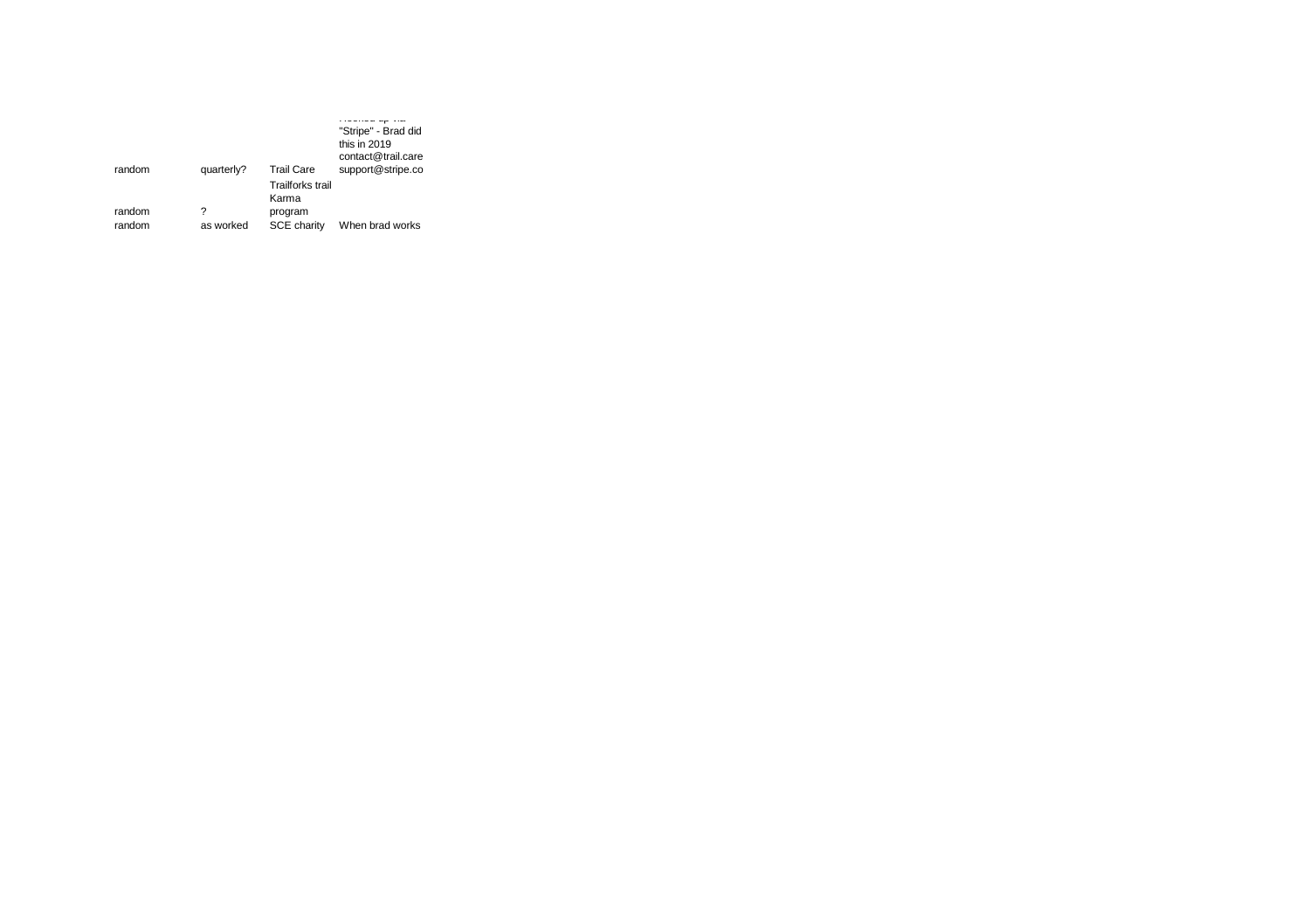| | | | |
|---|---|---|---|
| random | quarterly? | Trail Care | Hooked up via "Stripe" - Brad did this in 2019 contact@trail.care support@stripe.co |
| random | ? | Trailforks trail Karma program | |
| random | as worked | SCE charity | When brad works |